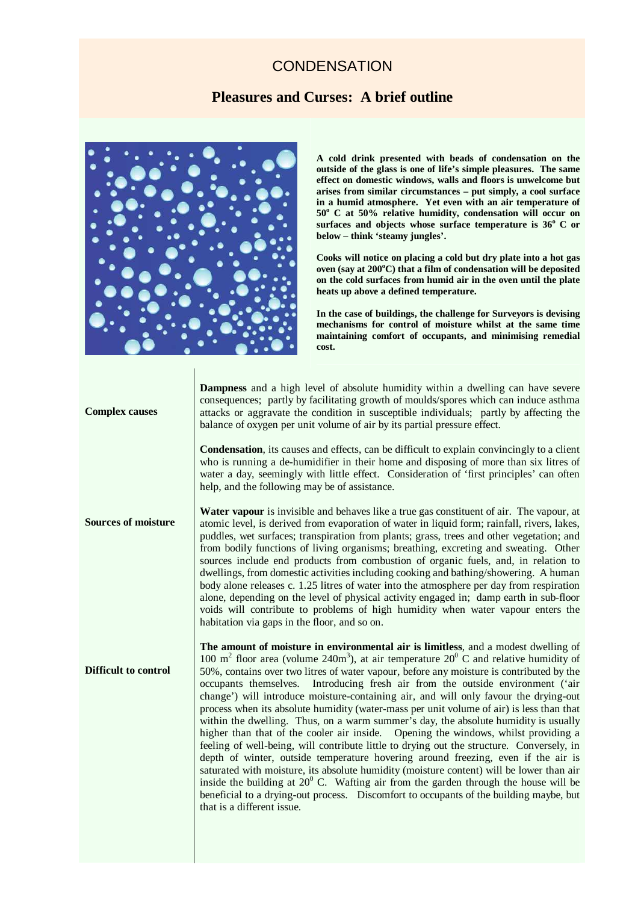# CONDENSATION

## Pleasures and Curses: A brief outline

**A cold drink presented with beads of condensation on the outside of the glass is one of life's simple pleasures. The same effect on domestic windows, walls and floors is unwelcome but arises from similar circumstances – put simply, a cool surface in a humid atmosphere. Yet even with an air temperature of 50$^o$ C at 50% relative humidity, condensation will occur on surfaces and objects whose surface temperature is 36$^o$ C or below – think 'steamy jungles'.**

**Cooks will notice on placing a cold but dry plate into a hot gas oven (say at 200$^o$C) that a film of condensation will be deposited on the cold surfaces from humid air in the oven until the plate heats up above a defined temperature.**

**In the case of buildings, the challenge for Surveyors is devising mechanisms for control of moisture whilst at the same time maintaining comfort of occupants, and minimising remedial cost.**

**Complex causes**

**Dampness** and a high level of absolute humidity within a dwelling can have severe consequences; partly by facilitating growth of moulds/spores which can induce asthma attacks or aggravate the condition in susceptible individuals; partly by affecting the balance of oxygen per unit volume of air by its partial pressure effect.

**Condensation**, its causes and effects, can be difficult to explain convincingly to a client who is running a de-humidifier in their home and disposing of more than six litres of water a day, seemingly with little effect. Consideration of 'first principles' can often help, and the following may be of assistance.

**Sources of moisture**

**Water vapour** is invisible and behaves like a true gas constituent of air. The vapour, at atomic level, is derived from evaporation of water in liquid form; rainfall, rivers, lakes, puddles, wet surfaces; transpiration from plants; grass, trees and other vegetation; and from bodily functions of living organisms; breathing, excreting and sweating. Other sources include end products from combustion of organic fuels, and, in relation to dwellings, from domestic activities including cooking and bathing/showering. A human body alone releases c. 1.25 litres of water into the atmosphere per day from respiration alone, depending on the level of physical activity engaged in; damp earth in sub-floor voids will contribute to problems of high humidity when water vapour enters the habitation via gaps in the floor, and so on.

**Difficult to control**

**The amount of moisture in environmental air is limitless**, and a modest dwelling of 100 m$^2$ floor area (volume 240m$^3$), at air temperature 20$^0$ C and relative humidity of 50%, contains over two litres of water vapour, before any moisture is contributed by the occupants themselves. Introducing fresh air from the outside environment ('air change') will introduce moisture-containing air, and will only favour the drying-out process when its absolute humidity (water-mass per unit volume of air) is less than that within the dwelling. Thus, on a warm summer's day, the absolute humidity is usually higher than that of the cooler air inside. Opening the windows, whilst providing a feeling of well-being, will contribute little to drying out the structure. Conversely, in depth of winter, outside temperature hovering around freezing, even if the air is saturated with moisture, its absolute humidity (moisture content) will be lower than air inside the building at 20$^0$ C. Wafting air from the garden through the house will be beneficial to a drying-out process. Discomfort to occupants of the building maybe, but that is a different issue.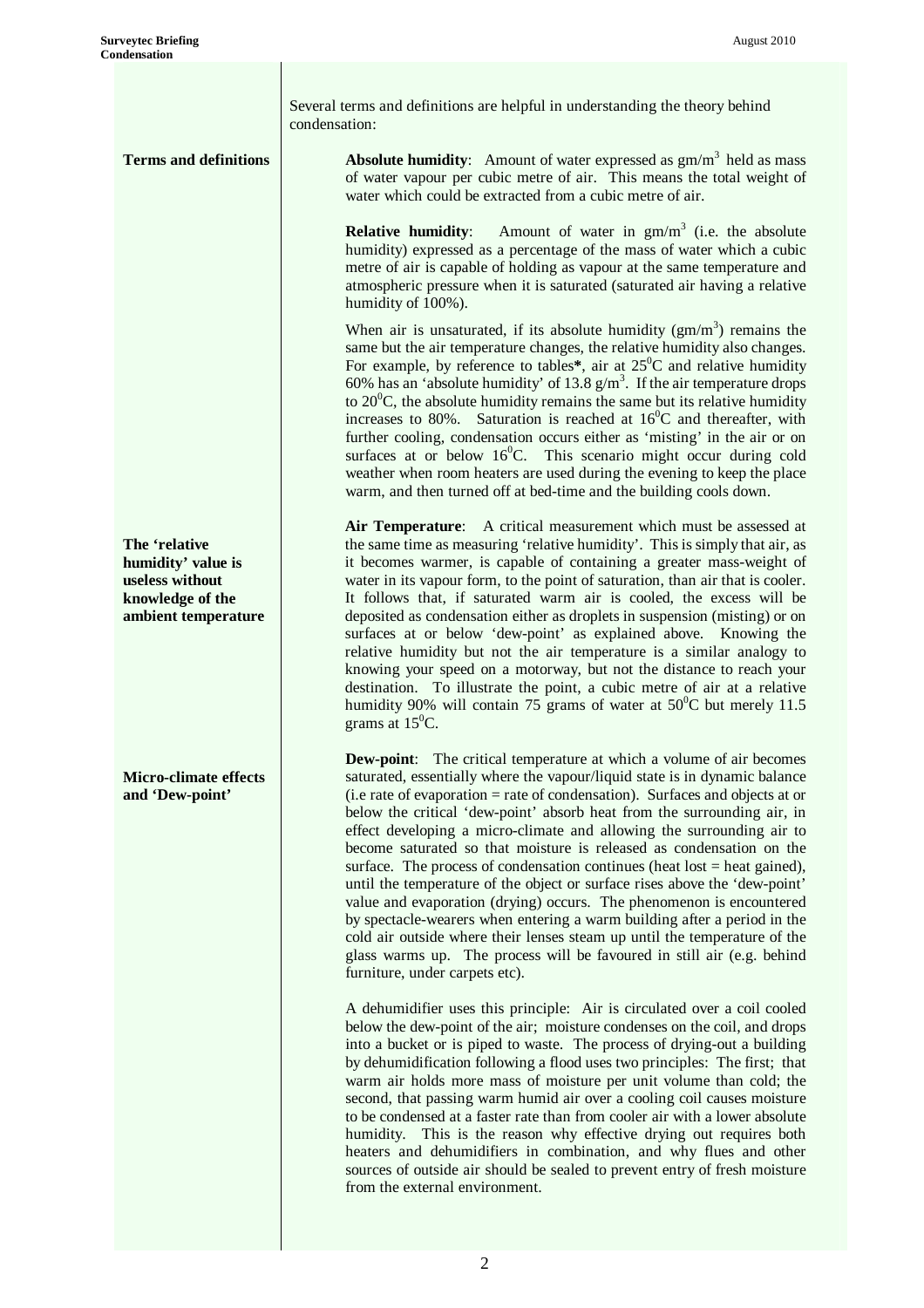Several terms and definitions are helpful in understanding the theory behind condensation:

**Terms and definitions**

**Absolute humidity**: Amount of water expressed as $gm/m^3$ held as mass of water vapour per cubic metre of air. This means the total weight of water which could be extracted from a cubic metre of air.

**Relative humidity**: Amount of water in $gm/m^3$ (i.e. the absolute humidity) expressed as a percentage of the mass of water which a cubic metre of air is capable of holding as vapour at the same temperature and atmospheric pressure when it is saturated (saturated air having a relative humidity of 100%).

When air is unsaturated, if its absolute humidity ($gm/m^3$) remains the same but the air temperature changes, the relative humidity also changes. For example, by reference to tables**\***, air at $25^0$C and relative humidity 60% has an 'absolute humidity' of 13.8 $g/m^3$. If the air temperature drops to $20^0$C, the absolute humidity remains the same but its relative humidity increases to 80%. Saturation is reached at $16^0$C and thereafter, with further cooling, condensation occurs either as 'misting' in the air or on surfaces at or below $16^0$C. This scenario might occur during cold weather when room heaters are used during the evening to keep the place warm, and then turned off at bed-time and the building cools down.

**The 'relative humidity' value is useless without knowledge of the ambient temperature**

**Air Temperature**: A critical measurement which must be assessed at the same time as measuring 'relative humidity'. This is simply that air, as it becomes warmer, is capable of containing a greater mass-weight of water in its vapour form, to the point of saturation, than air that is cooler. It follows that, if saturated warm air is cooled, the excess will be deposited as condensation either as droplets in suspension (misting) or on surfaces at or below 'dew-point' as explained above. Knowing the relative humidity but not the air temperature is a similar analogy to knowing your speed on a motorway, but not the distance to reach your destination. To illustrate the point, a cubic metre of air at a relative humidity 90% will contain 75 grams of water at $50^0$C but merely 11.5 grams at $15^0$C.

**Micro-climate effects and 'Dew-point'**

**Dew-point**: The critical temperature at which a volume of air becomes saturated, essentially where the vapour/liquid state is in dynamic balance (i.e rate of evaporation = rate of condensation). Surfaces and objects at or below the critical 'dew-point' absorb heat from the surrounding air, in effect developing a micro-climate and allowing the surrounding air to become saturated so that moisture is released as condensation on the surface. The process of condensation continues (heat lost = heat gained), until the temperature of the object or surface rises above the 'dew-point' value and evaporation (drying) occurs. The phenomenon is encountered by spectacle-wearers when entering a warm building after a period in the cold air outside where their lenses steam up until the temperature of the glass warms up. The process will be favoured in still air (e.g. behind furniture, under carpets etc).

A dehumidifier uses this principle: Air is circulated over a coil cooled below the dew-point of the air; moisture condenses on the coil, and drops into a bucket or is piped to waste. The process of drying-out a building by dehumidification following a flood uses two principles: The first; that warm air holds more mass of moisture per unit volume than cold; the second, that passing warm humid air over a cooling coil causes moisture to be condensed at a faster rate than from cooler air with a lower absolute humidity. This is the reason why effective drying out requires both heaters and dehumidifiers in combination, and why flues and other sources of outside air should be sealed to prevent entry of fresh moisture from the external environment.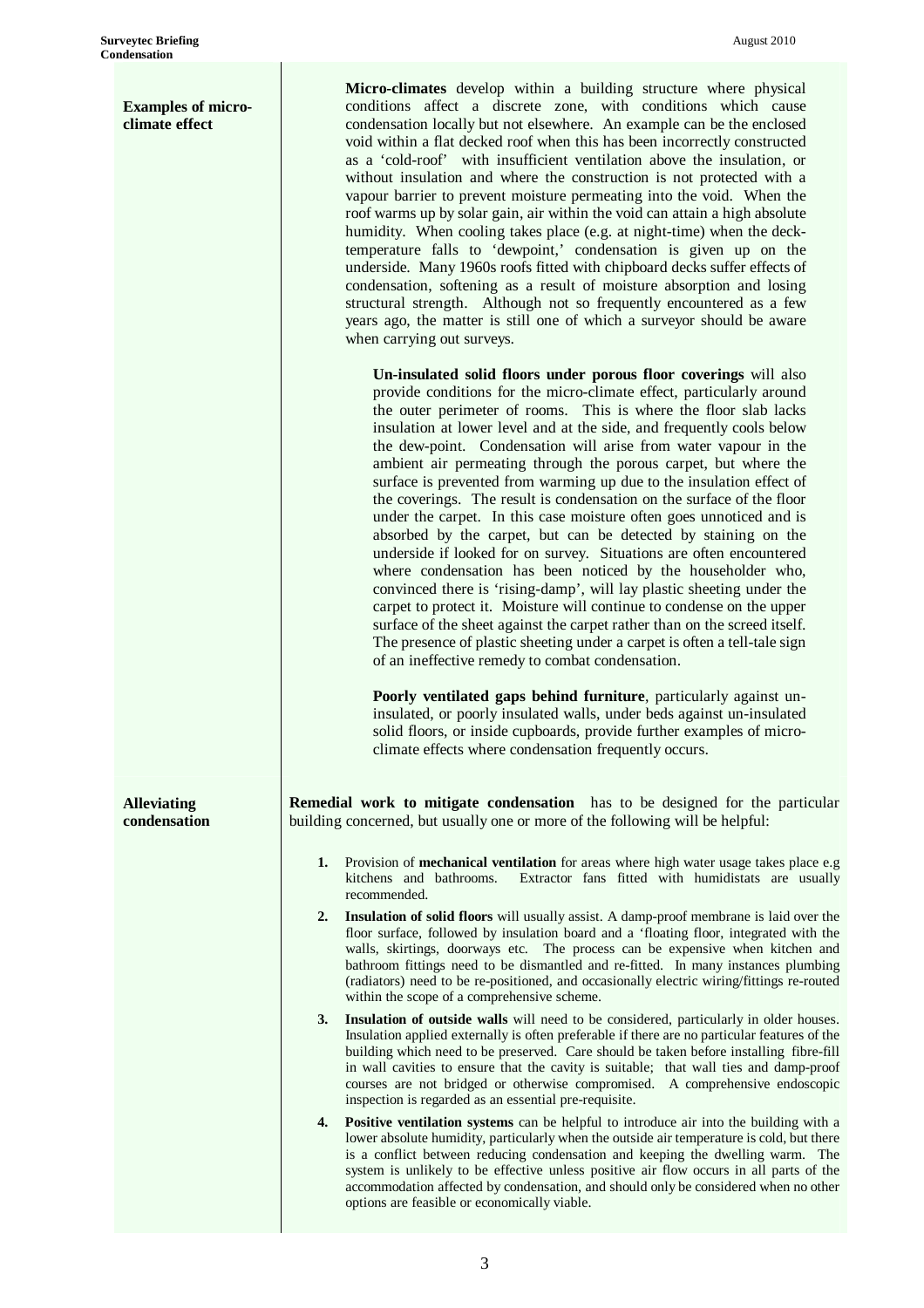**Examples of micro-climate effect**

**Micro-climates** develop within a building structure where physical conditions affect a discrete zone, with conditions which cause condensation locally but not elsewhere. An example can be the enclosed void within a flat decked roof when this has been incorrectly constructed as a 'cold-roof' with insufficient ventilation above the insulation, or without insulation and where the construction is not protected with a vapour barrier to prevent moisture permeating into the void. When the roof warms up by solar gain, air within the void can attain a high absolute humidity. When cooling takes place (e.g. at night-time) when the deck-temperature falls to 'dewpoint,' condensation is given up on the underside. Many 1960s roofs fitted with chipboard decks suffer effects of condensation, softening as a result of moisture absorption and losing structural strength. Although not so frequently encountered as a few years ago, the matter is still one of which a surveyor should be aware when carrying out surveys.

**Un-insulated solid floors under porous floor coverings** will also provide conditions for the micro-climate effect, particularly around the outer perimeter of rooms. This is where the floor slab lacks insulation at lower level and at the side, and frequently cools below the dew-point. Condensation will arise from water vapour in the ambient air permeating through the porous carpet, but where the surface is prevented from warming up due to the insulation effect of the coverings. The result is condensation on the surface of the floor under the carpet. In this case moisture often goes unnoticed and is absorbed by the carpet, but can be detected by staining on the underside if looked for on survey. Situations are often encountered where condensation has been noticed by the householder who, convinced there is 'rising-damp', will lay plastic sheeting under the carpet to protect it. Moisture will continue to condense on the upper surface of the sheet against the carpet rather than on the screed itself. The presence of plastic sheeting under a carpet is often a tell-tale sign of an ineffective remedy to combat condensation.

**Poorly ventilated gaps behind furniture**, particularly against un-insulated, or poorly insulated walls, under beds against un-insulated solid floors, or inside cupboards, provide further examples of micro-climate effects where condensation frequently occurs.

**Alleviating condensation**

**Remedial work to mitigate condensation** has to be designed for the particular building concerned, but usually one or more of the following will be helpful:

1. Provision of **mechanical ventilation** for areas where high water usage takes place e.g kitchens and bathrooms. Extractor fans fitted with humidistats are usually recommended.
2. **Insulation of solid floors** will usually assist. A damp-proof membrane is laid over the floor surface, followed by insulation board and a 'floating floor, integrated with the walls, skirtings, doorways etc. The process can be expensive when kitchen and bathroom fittings need to be dismantled and re-fitted. In many instances plumbing (radiators) need to be re-positioned, and occasionally electric wiring/fittings re-routed within the scope of a comprehensive scheme.
3. **Insulation of outside walls** will need to be considered, particularly in older houses. Insulation applied externally is often preferable if there are no particular features of the building which need to be preserved. Care should be taken before installing fibre-fill in wall cavities to ensure that the cavity is suitable; that wall ties and damp-proof courses are not bridged or otherwise compromised. A comprehensive endoscopic inspection is regarded as an essential pre-requisite.
4. **Positive ventilation systems** can be helpful to introduce air into the building with a lower absolute humidity, particularly when the outside air temperature is cold, but there is a conflict between reducing condensation and keeping the dwelling warm. The system is unlikely to be effective unless positive air flow occurs in all parts of the accommodation affected by condensation, and should only be considered when no other options are feasible or economically viable.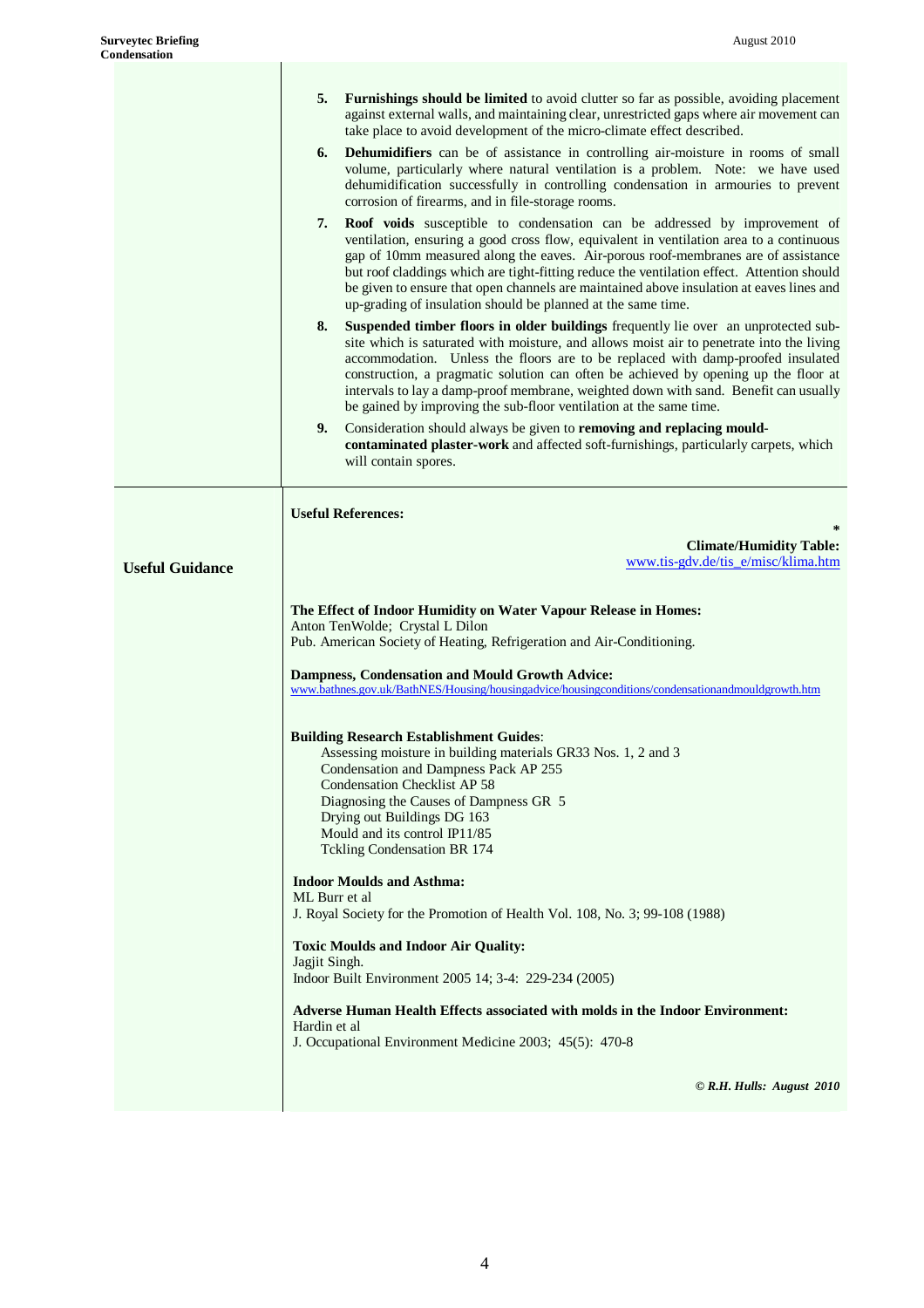5. **Furnishings should be limited** to avoid clutter so far as possible, avoiding placement against external walls, and maintaining clear, unrestricted gaps where air movement can take place to avoid development of the micro-climate effect described.

6. **Dehumidifiers** can be of assistance in controlling air-moisture in rooms of small volume, particularly where natural ventilation is a problem. Note: we have used dehumidification successfully in controlling condensation in armouries to prevent corrosion of firearms, and in file-storage rooms.

7. **Roof voids** susceptible to condensation can be addressed by improvement of ventilation, ensuring a good cross flow, equivalent in ventilation area to a continuous gap of 10mm measured along the eaves. Air-porous roof-membranes are of assistance but roof claddings which are tight-fitting reduce the ventilation effect. Attention should be given to ensure that open channels are maintained above insulation at eaves lines and up-grading of insulation should be planned at the same time.

8. **Suspended timber floors in older buildings** frequently lie over an unprotected sub-site which is saturated with moisture, and allows moist air to penetrate into the living accommodation. Unless the floors are to be replaced with damp-proofed insulated construction, a pragmatic solution can often be achieved by opening up the floor at intervals to lay a damp-proof membrane, weighted down with sand. Benefit can usually be gained by improving the sub-floor ventilation at the same time.

9. Consideration should always be given to **removing and replacing mould-contaminated plaster-work** and affected soft-furnishings, particularly carpets, which will contain spores.

## Useful Guidance

**Useful References:**

*

**Climate/Humidity Table:**
www.tis-gdv.de/tis_e/misc/klima.htm

**The Effect of Indoor Humidity on Water Vapour Release in Homes:**
Anton TenWolde; Crystal L Dilon
Pub. American Society of Heating, Refrigeration and Air-Conditioning.

**Dampness, Condensation and Mould Growth Advice:**
www.bathnes.gov.uk/BathNES/Housing/housingadvice/housingconditions/condensationandmouldgrowth.htm

**Building Research Establishment Guides**:

- Assessing moisture in building materials GR33 Nos. 1, 2 and 3
- Condensation and Dampness Pack AP 255
- Condensation Checklist AP 58
- Diagnosing the Causes of Dampness GR 5
- Drying out Buildings DG 163
- Mould and its control IP11/85
- Tckling Condensation BR 174

**Indoor Moulds and Asthma:**
ML Burr et al
J. Royal Society for the Promotion of Health Vol. 108, No. 3; 99-108 (1988)

**Toxic Moulds and Indoor Air Quality:**
Jagjit Singh.
Indoor Built Environment 2005 14; 3-4: 229-234 (2005)

**Adverse Human Health Effects associated with molds in the Indoor Environment:**
Hardin et al
J. Occupational Environment Medicine 2003; 45(5): 470-8

***© R.H. Hulls: August 2010***